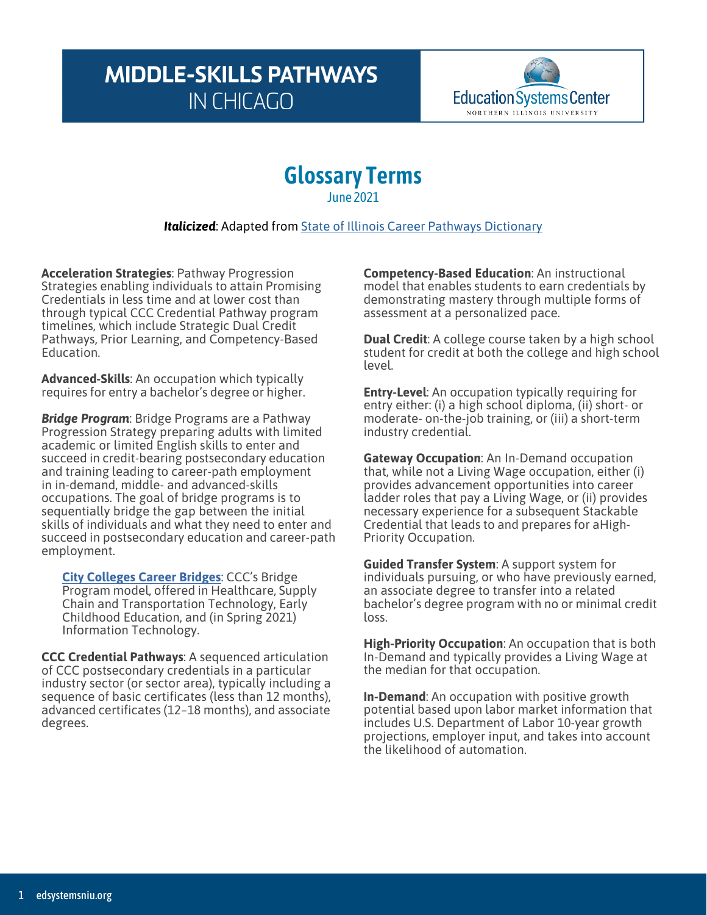# MIDDLE-SKILLS PATHWAYS IN CHICAGO

Education Systems Center
NORTHERN ILLINOIS UNIVERSITY

## Glossary Terms

June 2021

***Italicized***: Adapted from [State of Illinois Career Pathways Dictionary]

**Acceleration Strategies**: Pathway Progression Strategies enabling individuals to attain Promising Credentials in less time and at lower cost than through typical CCC Credential Pathway program timelines, which include Strategic Dual Credit Pathways, Prior Learning, and Competency-Based Education.

**Advanced-Skills**: An occupation which typically requires for entry a bachelor's degree or higher.

***Bridge Program***: Bridge Programs are a Pathway Progression Strategy preparing adults with limited academic or limited English skills to enter and succeed in credit-bearing postsecondary education and training leading to career-path employment in in-demand, middle- and advanced-skills occupations. The goal of bridge programs is to sequentially bridge the gap between the initial skills of individuals and what they need to enter and succeed in postsecondary education and career-path employment.

> **City Colleges Career Bridges**: CCC's Bridge Program model, offered in Healthcare, Supply Chain and Transportation Technology, Early Childhood Education, and (in Spring 2021) Information Technology.

**CCC Credential Pathways**: A sequenced articulation of CCC postsecondary credentials in a particular industry sector (or sector area), typically including a sequence of basic certificates (less than 12 months), advanced certificates (12–18 months), and associate degrees.

**Competency-Based Education**: An instructional model that enables students to earn credentials by demonstrating mastery through multiple forms of assessment at a personalized pace.

**Dual Credit**: A college course taken by a high school student for credit at both the college and high school level.

**Entry-Level**: An occupation typically requiring for entry either: (i) a high school diploma, (ii) short- or moderate- on-the-job training, or (iii) a short-term industry credential.

**Gateway Occupation**: An In-Demand occupation that, while not a Living Wage occupation, either (i) provides advancement opportunities into career ladder roles that pay a Living Wage, or (ii) provides necessary experience for a subsequent Stackable Credential that leads to and prepares for aHigh-Priority Occupation.

**Guided Transfer System**: A support system for individuals pursuing, or who have previously earned, an associate degree to transfer into a related bachelor's degree program with no or minimal credit loss.

**High-Priority Occupation**: An occupation that is both In-Demand and typically provides a Living Wage at the median for that occupation.

**In-Demand**: An occupation with positive growth potential based upon labor market information that includes U.S. Department of Labor 10-year growth projections, employer input, and takes into account the likelihood of automation.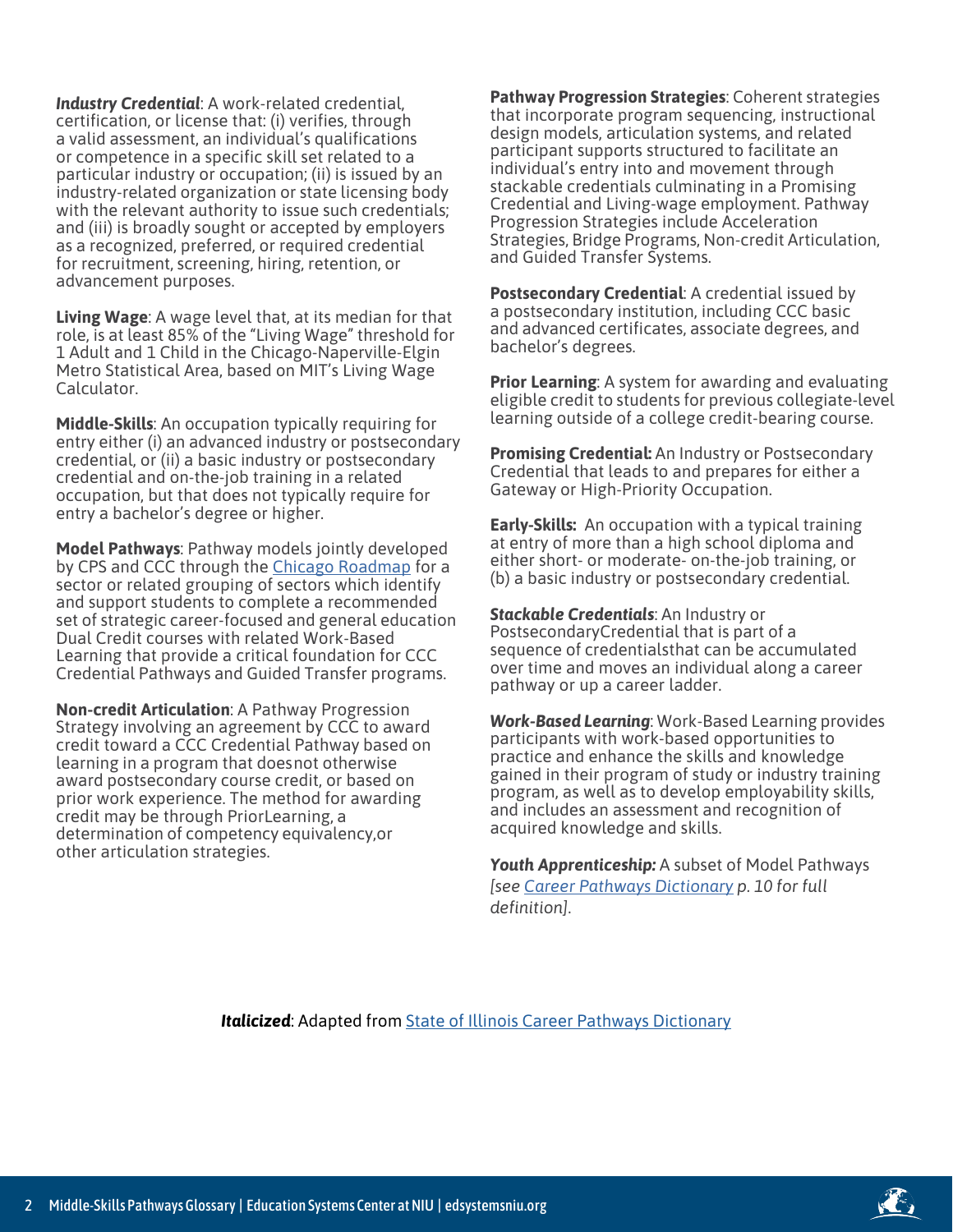***Industry Credential***: A work-related credential, certification, or license that: (i) verifies, through a valid assessment, an individual's qualifications or competence in a specific skill set related to a particular industry or occupation; (ii) is issued by an industry-related organization or state licensing body with the relevant authority to issue such credentials; and (iii) is broadly sought or accepted by employers as a recognized, preferred, or required credential for recruitment, screening, hiring, retention, or advancement purposes.

**Living Wage**: A wage level that, at its median for that role, is at least 85% of the "Living Wage" threshold for 1 Adult and 1 Child in the Chicago-Naperville-Elgin Metro Statistical Area, based on MIT's Living Wage Calculator.

**Middle-Skills**: An occupation typically requiring for entry either (i) an advanced industry or postsecondary credential, or (ii) a basic industry or postsecondary credential and on-the-job training in a related occupation, but that does not typically require for entry a bachelor's degree or higher.

**Model Pathways**: Pathway models jointly developed by CPS and CCC through the [Chicago Roadmap]() for a sector or related grouping of sectors which identify and support students to complete a recommended set of strategic career-focused and general education Dual Credit courses with related Work-Based Learning that provide a critical foundation for CCC Credential Pathways and Guided Transfer programs.

**Non-credit Articulation**: A Pathway Progression Strategy involving an agreement by CCC to award credit toward a CCC Credential Pathway based on learning in a program that doesnot otherwise award postsecondary course credit, or based on prior work experience. The method for awarding credit may be through PriorLearning, a determination of competency equivalency,or other articulation strategies.

**Pathway Progression Strategies**: Coherent strategies that incorporate program sequencing, instructional design models, articulation systems, and related participant supports structured to facilitate an individual's entry into and movement through stackable credentials culminating in a Promising Credential and Living-wage employment. Pathway Progression Strategies include Acceleration Strategies, Bridge Programs, Non-credit Articulation, and Guided Transfer Systems.

**Postsecondary Credential**: A credential issued by a postsecondary institution, including CCC basic and advanced certificates, associate degrees, and bachelor's degrees.

**Prior Learning**: A system for awarding and evaluating eligible credit to students for previous collegiate-level learning outside of a college credit-bearing course.

**Promising Credential:** An Industry or Postsecondary Credential that leads to and prepares for either a Gateway or High-Priority Occupation.

**Early-Skills:** An occupation with a typical training at entry of more than a high school diploma and either short- or moderate- on-the-job training, or (b) a basic industry or postsecondary credential.

***Stackable Credentials***: An Industry or PostsecondaryCredential that is part of a sequence of credentialsthat can be accumulated over time and moves an individual along a career pathway or up a career ladder.

***Work-Based Learning***: Work-Based Learning provides participants with work-based opportunities to practice and enhance the skills and knowledge gained in their program of study or industry training program, as well as to develop employability skills, and includes an assessment and recognition of acquired knowledge and skills.

***Youth Apprenticeship:*** A subset of Model Pathways *[see [Career Pathways Dictionary]() p. 10 for full definition].*

***Italicized***: Adapted from [State of Illinois Career Pathways Dictionary]()